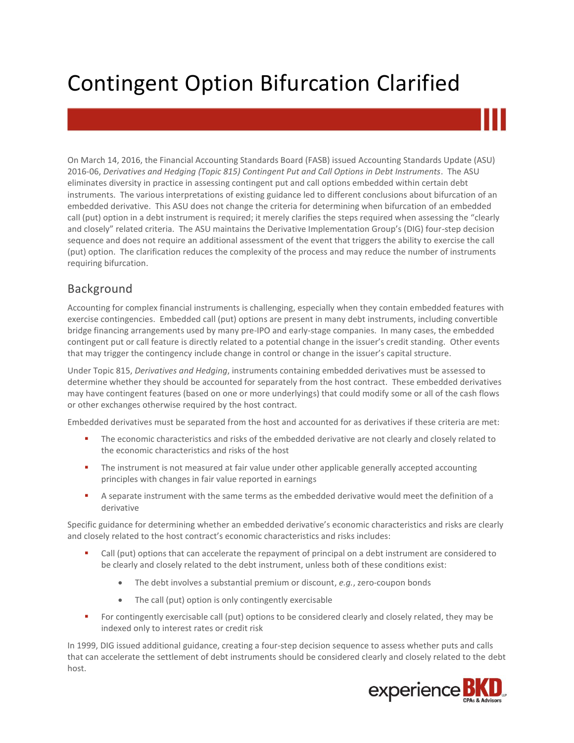# Contingent Option Bifurcation Clarified

On March 14, 2016, the Financial Accounting Standards Board (FASB) issued Accounting Standards Update (ASU) 2016-06, *Derivatives and Hedging (Topic 815) Contingent Put and Call Options in Debt Instruments*. The ASU eliminates diversity in practice in assessing contingent put and call options embedded within certain debt instruments. The various interpretations of existing guidance led to different conclusions about bifurcation of an embedded derivative. This ASU does not change the criteria for determining when bifurcation of an embedded call (put) option in a debt instrument is required; it merely clarifies the steps required when assessing the "clearly and closely" related criteria. The ASU maintains the Derivative Implementation Group's (DIG) four-step decision sequence and does not require an additional assessment of the event that triggers the ability to exercise the call (put) option. The clarification reduces the complexity of the process and may reduce the number of instruments requiring bifurcation.

## Background

Accounting for complex financial instruments is challenging, especially when they contain embedded features with exercise contingencies. Embedded call (put) options are present in many debt instruments, including convertible bridge financing arrangements used by many pre-IPO and early-stage companies. In many cases, the embedded contingent put or call feature is directly related to a potential change in the issuer's credit standing. Other events that may trigger the contingency include change in control or change in the issuer's capital structure.

Under Topic 815, *Derivatives and Hedging*, instruments containing embedded derivatives must be assessed to determine whether they should be accounted for separately from the host contract. These embedded derivatives may have contingent features (based on one or more underlyings) that could modify some or all of the cash flows or other exchanges otherwise required by the host contract.

Embedded derivatives must be separated from the host and accounted for as derivatives if these criteria are met:

- The economic characteristics and risks of the embedded derivative are not clearly and closely related to the economic characteristics and risks of the host
- The instrument is not measured at fair value under other applicable generally accepted accounting principles with changes in fair value reported in earnings
- A separate instrument with the same terms as the embedded derivative would meet the definition of a derivative

Specific guidance for determining whether an embedded derivative's economic characteristics and risks are clearly and closely related to the host contract's economic characteristics and risks includes:

- Call (put) options that can accelerate the repayment of principal on a debt instrument are considered to be clearly and closely related to the debt instrument, unless both of these conditions exist:
  - The debt involves a substantial premium or discount, *e.g.*, zero-coupon bonds
  - The call (put) option is only contingently exercisable
- For contingently exercisable call (put) options to be considered clearly and closely related, they may be indexed only to interest rates or credit risk

In 1999, DIG issued additional guidance, creating a four-step decision sequence to assess whether puts and calls that can accelerate the settlement of debt instruments should be considered clearly and closely related to the debt host.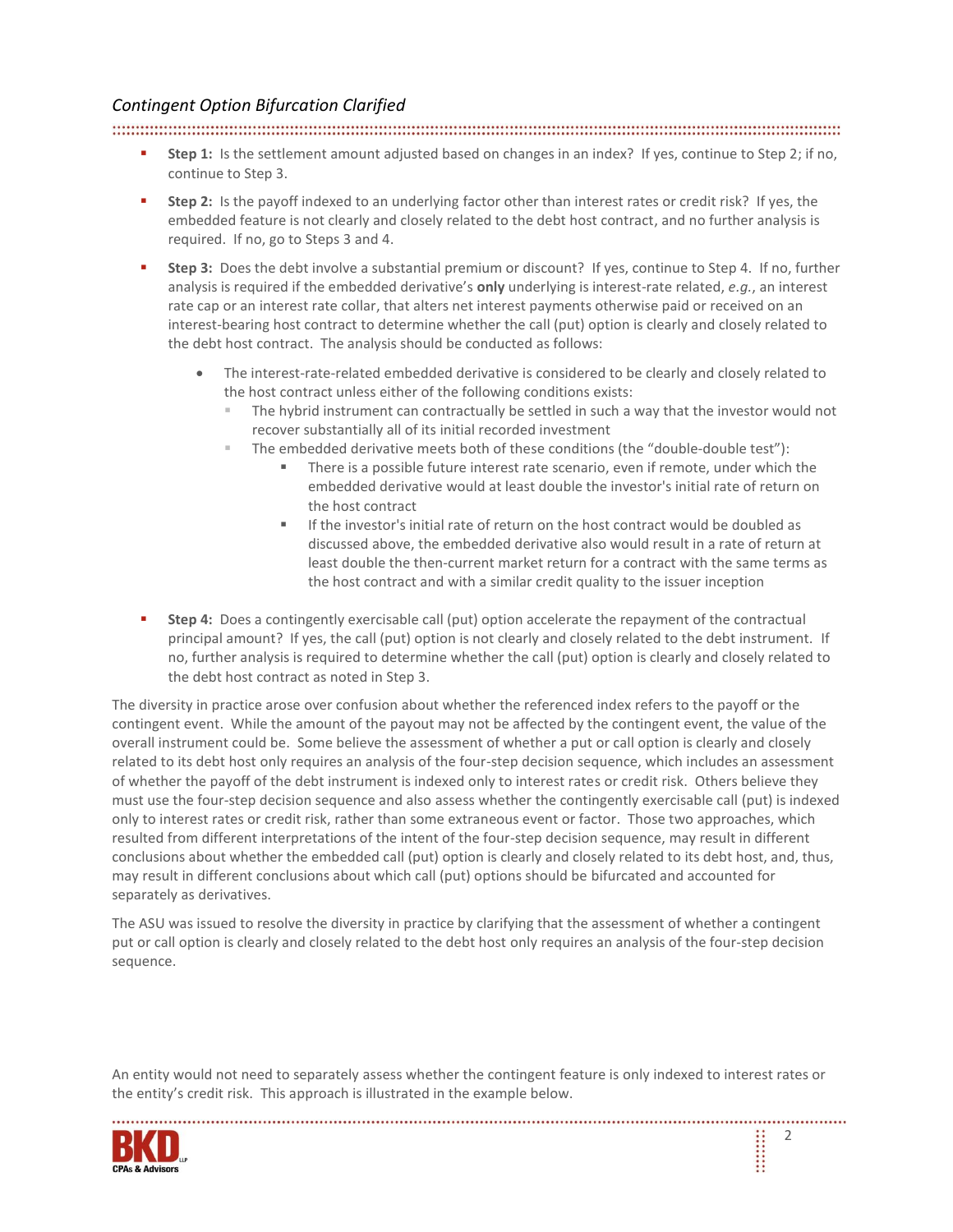*Contingent Option Bifurcation Clarified*

- **Step 1:** Is the settlement amount adjusted based on changes in an index? If yes, continue to Step 2; if no, continue to Step 3.
- **Step 2:** Is the payoff indexed to an underlying factor other than interest rates or credit risk? If yes, the embedded feature is not clearly and closely related to the debt host contract, and no further analysis is required. If no, go to Steps 3 and 4.
- **Step 3:** Does the debt involve a substantial premium or discount? If yes, continue to Step 4. If no, further analysis is required if the embedded derivative's **only** underlying is interest-rate related, *e.g.*, an interest rate cap or an interest rate collar, that alters net interest payments otherwise paid or received on an interest-bearing host contract to determine whether the call (put) option is clearly and closely related to the debt host contract. The analysis should be conducted as follows:
    - The interest-rate-related embedded derivative is considered to be clearly and closely related to the host contract unless either of the following conditions exists:
        - The hybrid instrument can contractually be settled in such a way that the investor would not recover substantially all of its initial recorded investment
        - The embedded derivative meets both of these conditions (the "double-double test"):
            - There is a possible future interest rate scenario, even if remote, under which the embedded derivative would at least double the investor's initial rate of return on the host contract
            - If the investor's initial rate of return on the host contract would be doubled as discussed above, the embedded derivative also would result in a rate of return at least double the then-current market return for a contract with the same terms as the host contract and with a similar credit quality to the issuer inception
- **Step 4:** Does a contingently exercisable call (put) option accelerate the repayment of the contractual principal amount? If yes, the call (put) option is not clearly and closely related to the debt instrument. If no, further analysis is required to determine whether the call (put) option is clearly and closely related to the debt host contract as noted in Step 3.

The diversity in practice arose over confusion about whether the referenced index refers to the payoff or the contingent event. While the amount of the payout may not be affected by the contingent event, the value of the overall instrument could be. Some believe the assessment of whether a put or call option is clearly and closely related to its debt host only requires an analysis of the four-step decision sequence, which includes an assessment of whether the payoff of the debt instrument is indexed only to interest rates or credit risk. Others believe they must use the four-step decision sequence and also assess whether the contingently exercisable call (put) is indexed only to interest rates or credit risk, rather than some extraneous event or factor. Those two approaches, which resulted from different interpretations of the intent of the four-step decision sequence, may result in different conclusions about whether the embedded call (put) option is clearly and closely related to its debt host, and, thus, may result in different conclusions about which call (put) options should be bifurcated and accounted for separately as derivatives.

The ASU was issued to resolve the diversity in practice by clarifying that the assessment of whether a contingent put or call option is clearly and closely related to the debt host only requires an analysis of the four-step decision sequence.

An entity would not need to separately assess whether the contingent feature is only indexed to interest rates or the entity's credit risk. This approach is illustrated in the example below.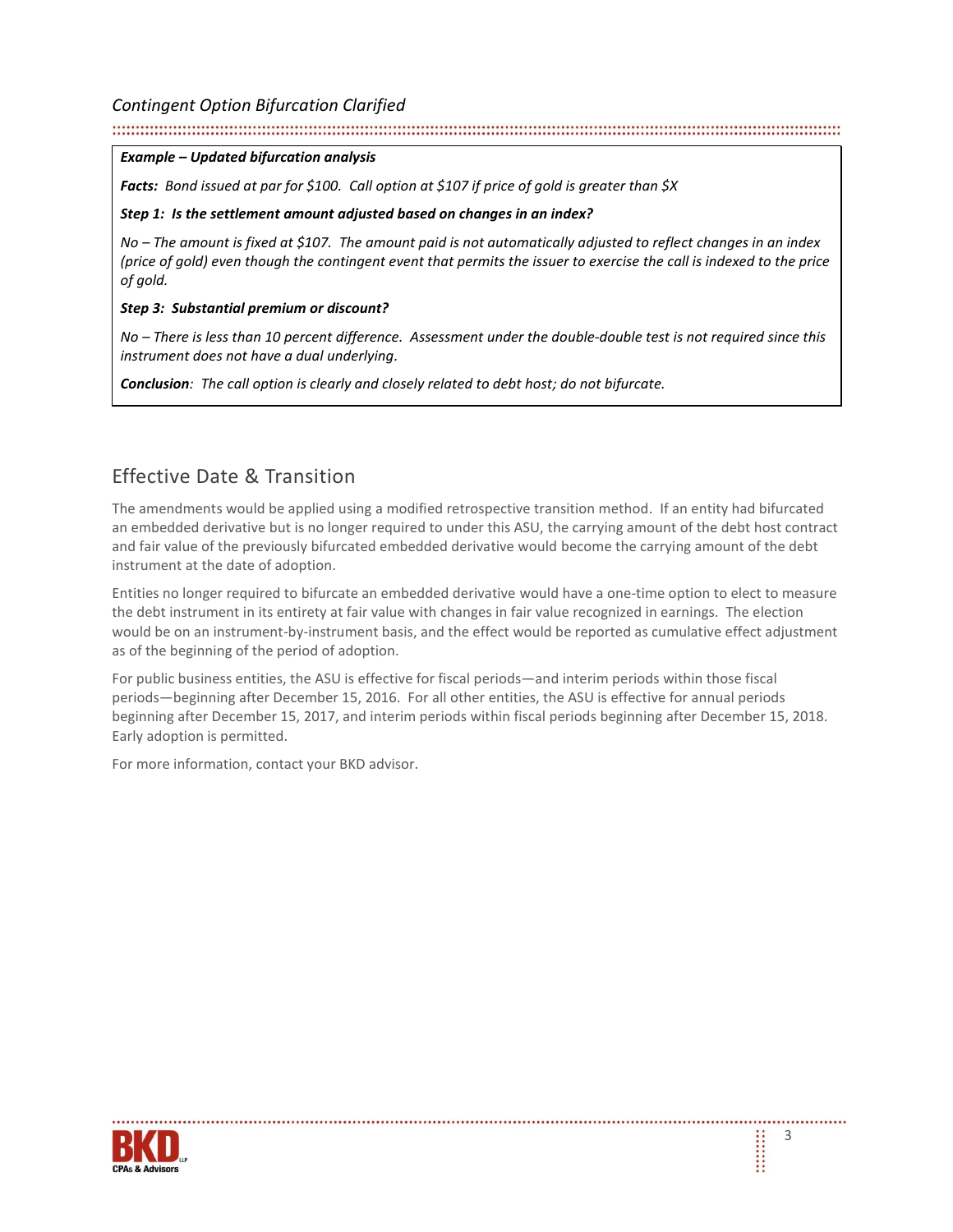*Contingent Option Bifurcation Clarified*

***Example – Updated bifurcation analysis***

***Facts:*** *Bond issued at par for $100. Call option at $107 if price of gold is greater than $X*

***Step 1: Is the settlement amount adjusted based on changes in an index?***

*No – The amount is fixed at $107. The amount paid is not automatically adjusted to reflect changes in an index (price of gold) even though the contingent event that permits the issuer to exercise the call is indexed to the price of gold.*

***Step 3: Substantial premium or discount?***

*No – There is less than 10 percent difference. Assessment under the double-double test is not required since this instrument does not have a dual underlying.*

***Conclusion****: The call option is clearly and closely related to debt host; do not bifurcate.*

## Effective Date & Transition

The amendments would be applied using a modified retrospective transition method. If an entity had bifurcated an embedded derivative but is no longer required to under this ASU, the carrying amount of the debt host contract and fair value of the previously bifurcated embedded derivative would become the carrying amount of the debt instrument at the date of adoption.

Entities no longer required to bifurcate an embedded derivative would have a one-time option to elect to measure the debt instrument in its entirety at fair value with changes in fair value recognized in earnings. The election would be on an instrument-by-instrument basis, and the effect would be reported as cumulative effect adjustment as of the beginning of the period of adoption.

For public business entities, the ASU is effective for fiscal periods—and interim periods within those fiscal periods—beginning after December 15, 2016. For all other entities, the ASU is effective for annual periods beginning after December 15, 2017, and interim periods within fiscal periods beginning after December 15, 2018. Early adoption is permitted.

For more information, contact your BKD advisor.